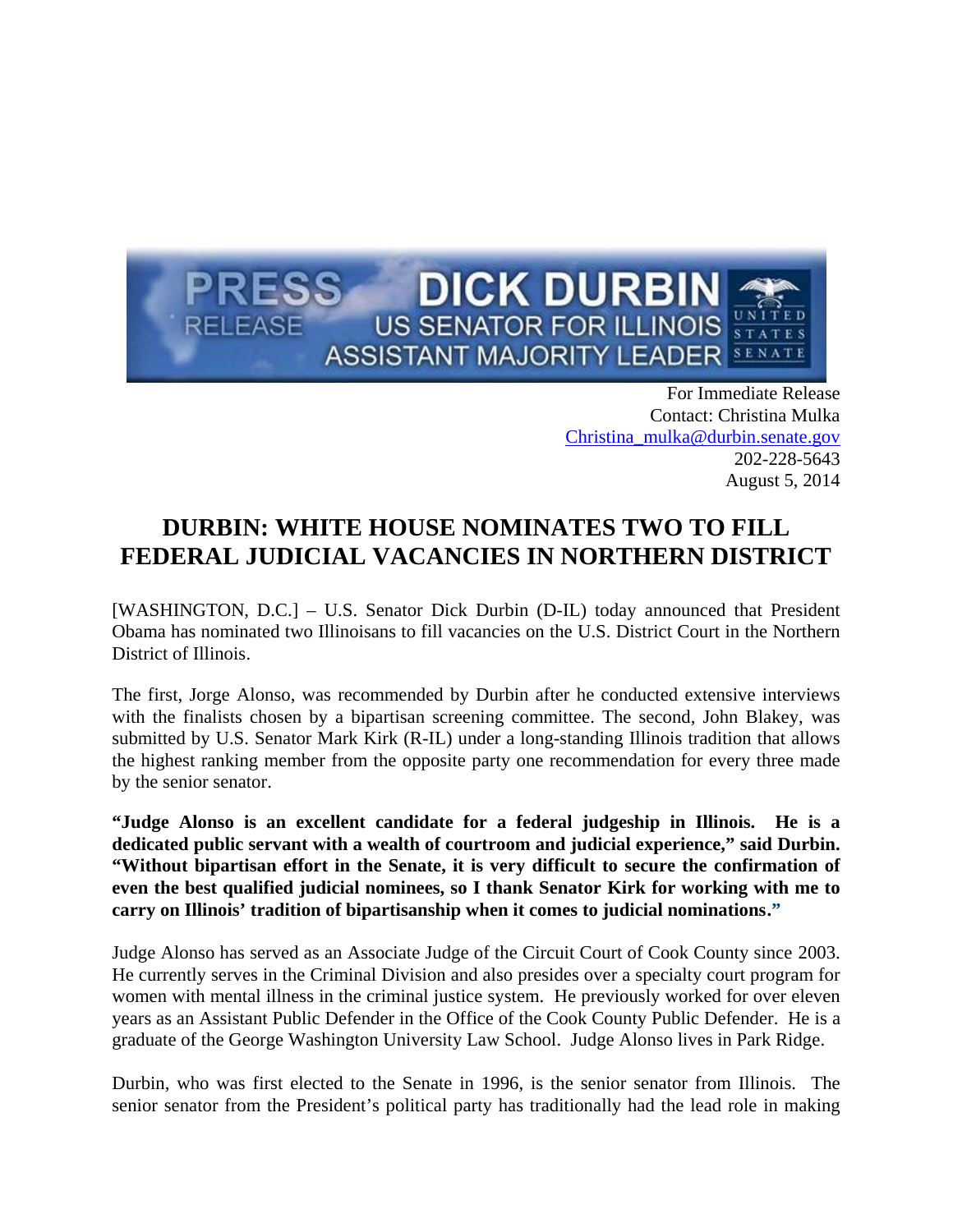PRESS RELEASE

DICK DURBIN
US SENATOR FOR ILLINOIS
ASSISTANT MAJORITY LEADER

UNITED STATES SENATE

For Immediate Release
Contact: Christina Mulka
Christina_mulka@durbin.senate.gov
202-228-5643
August 5, 2014

# DURBIN: WHITE HOUSE NOMINATES TWO TO FILL FEDERAL JUDICIAL VACANCIES IN NORTHERN DISTRICT

[WASHINGTON, D.C.] – U.S. Senator Dick Durbin (D-IL) today announced that President Obama has nominated two Illinoisans to fill vacancies on the U.S. District Court in the Northern District of Illinois.

The first, Jorge Alonso, was recommended by Durbin after he conducted extensive interviews with the finalists chosen by a bipartisan screening committee. The second, John Blakey, was submitted by U.S. Senator Mark Kirk (R-IL) under a long-standing Illinois tradition that allows the highest ranking member from the opposite party one recommendation for every three made by the senior senator.

**"Judge Alonso is an excellent candidate for a federal judgeship in Illinois. He is a dedicated public servant with a wealth of courtroom and judicial experience," said Durbin. "Without bipartisan effort in the Senate, it is very difficult to secure the confirmation of even the best qualified judicial nominees, so I thank Senator Kirk for working with me to carry on Illinois' tradition of bipartisanship when it comes to judicial nominations."**

Judge Alonso has served as an Associate Judge of the Circuit Court of Cook County since 2003. He currently serves in the Criminal Division and also presides over a specialty court program for women with mental illness in the criminal justice system. He previously worked for over eleven years as an Assistant Public Defender in the Office of the Cook County Public Defender. He is a graduate of the George Washington University Law School. Judge Alonso lives in Park Ridge.

Durbin, who was first elected to the Senate in 1996, is the senior senator from Illinois. The senior senator from the President's political party has traditionally had the lead role in making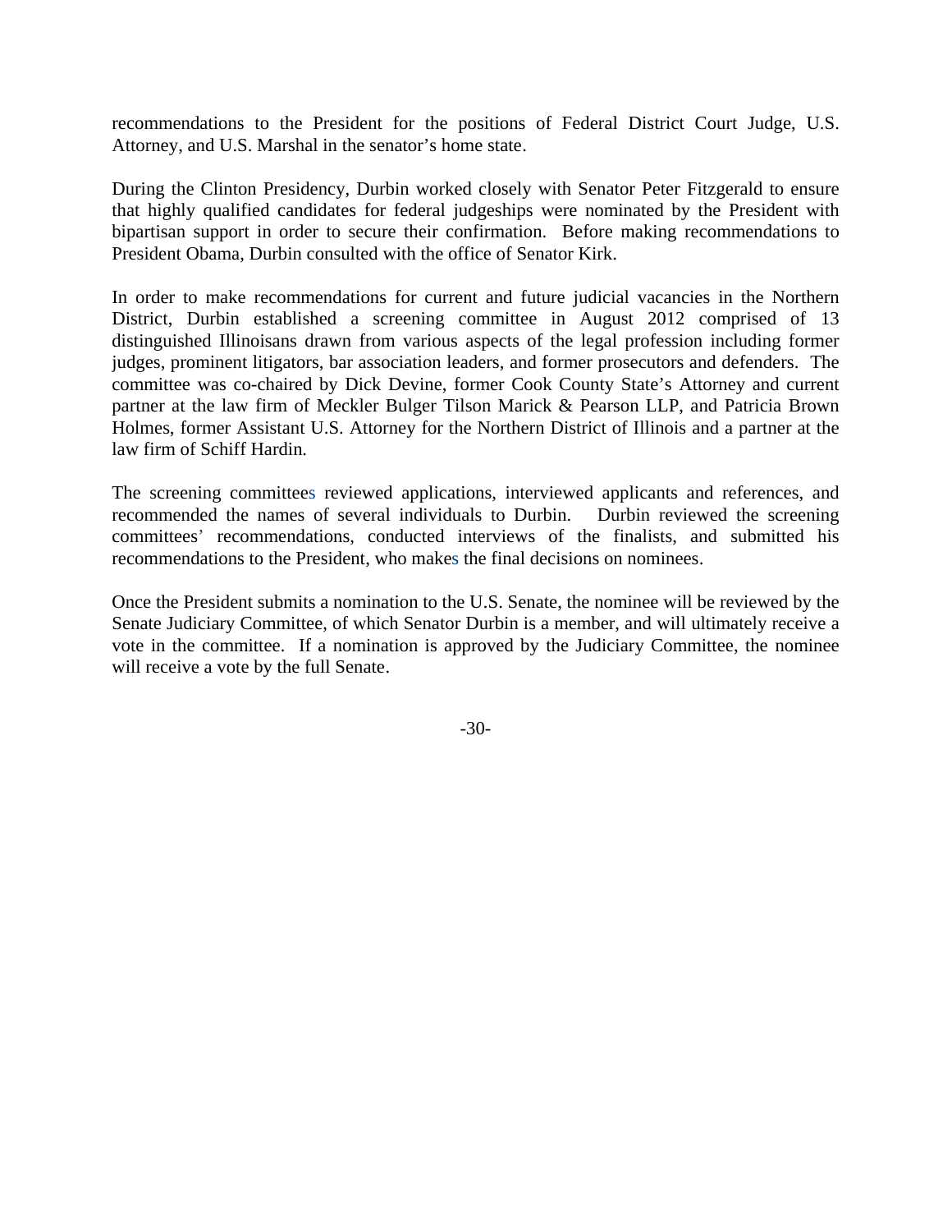recommendations to the President for the positions of Federal District Court Judge, U.S. Attorney, and U.S. Marshal in the senator's home state.

During the Clinton Presidency, Durbin worked closely with Senator Peter Fitzgerald to ensure that highly qualified candidates for federal judgeships were nominated by the President with bipartisan support in order to secure their confirmation. Before making recommendations to President Obama, Durbin consulted with the office of Senator Kirk.

In order to make recommendations for current and future judicial vacancies in the Northern District, Durbin established a screening committee in August 2012 comprised of 13 distinguished Illinoisans drawn from various aspects of the legal profession including former judges, prominent litigators, bar association leaders, and former prosecutors and defenders. The committee was co-chaired by Dick Devine, former Cook County State's Attorney and current partner at the law firm of Meckler Bulger Tilson Marick & Pearson LLP, and Patricia Brown Holmes, former Assistant U.S. Attorney for the Northern District of Illinois and a partner at the law firm of Schiff Hardin.

The screening committees reviewed applications, interviewed applicants and references, and recommended the names of several individuals to Durbin. Durbin reviewed the screening committees' recommendations, conducted interviews of the finalists, and submitted his recommendations to the President, who makes the final decisions on nominees.

Once the President submits a nomination to the U.S. Senate, the nominee will be reviewed by the Senate Judiciary Committee, of which Senator Durbin is a member, and will ultimately receive a vote in the committee. If a nomination is approved by the Judiciary Committee, the nominee will receive a vote by the full Senate.

-30-